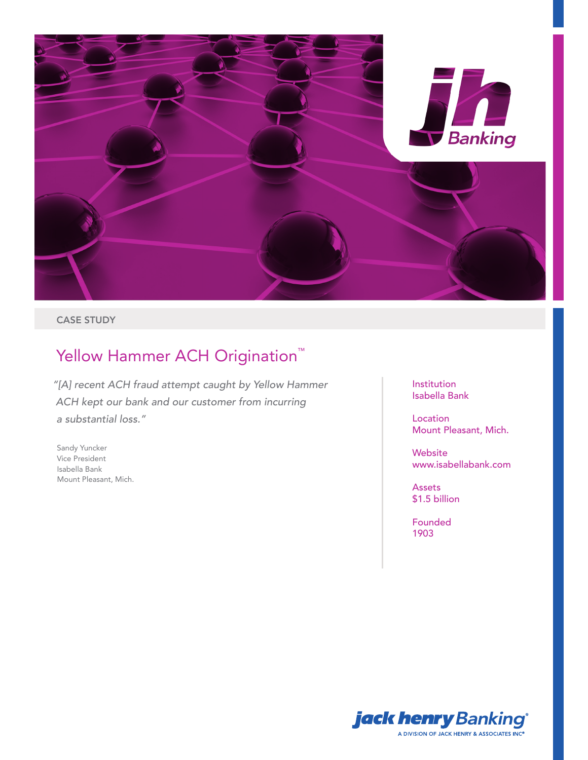CASE STUDY

# Yellow Hammer ACH Origination™

*"[A] recent ACH fraud attempt caught by Yellow Hammer ACH kept our bank and our customer from incurring a substantial loss."*

Sandy Yuncker
Vice President
Isabella Bank
Mount Pleasant, Mich.

Institution
Isabella Bank

Location
Mount Pleasant, Mich.

Website
www.isabellabank.com

Assets
$1.5 billion

Founded
1903

jack henry Banking®
A DIVISION OF JACK HENRY & ASSOCIATES INC®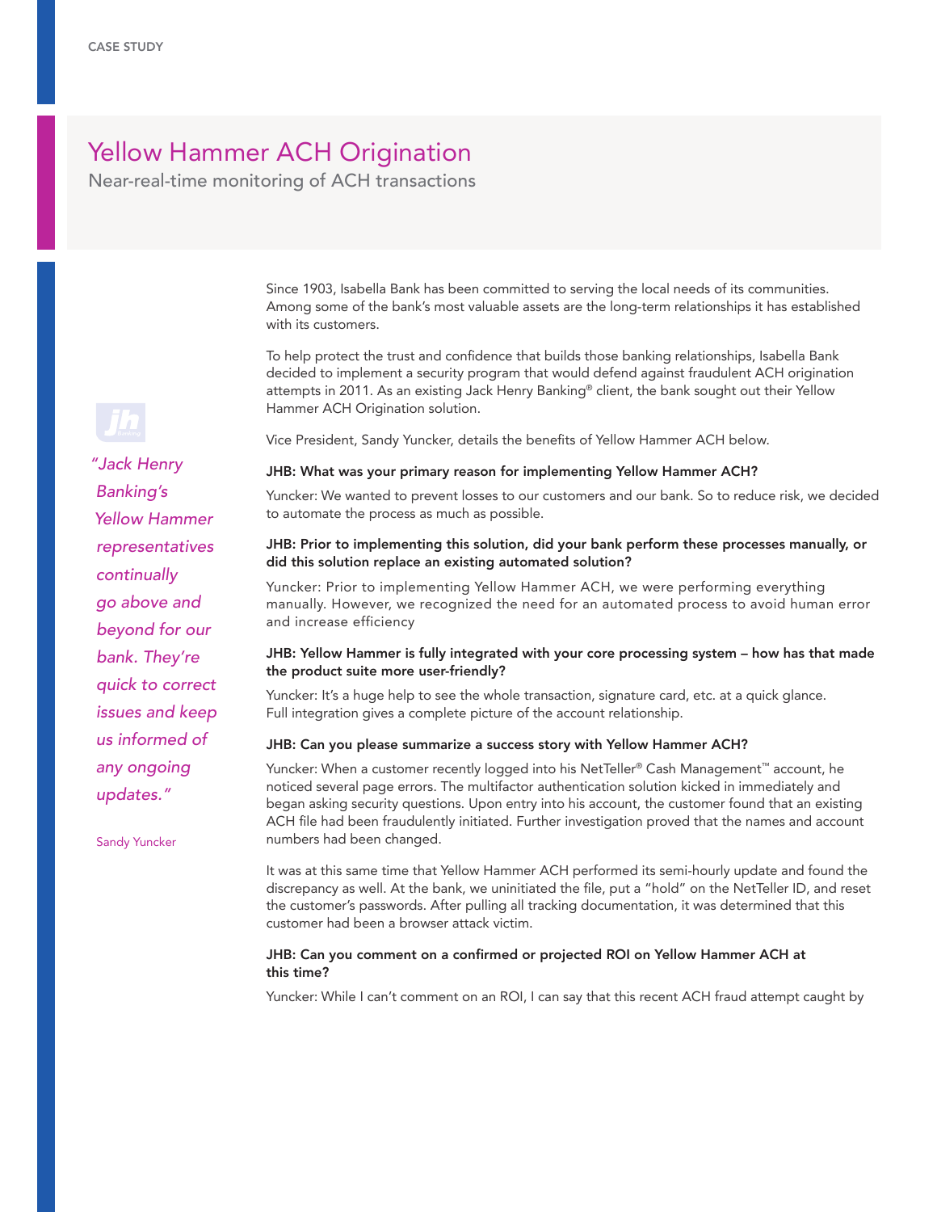CASE STUDY

# Yellow Hammer ACH Origination

## Near-real-time monitoring of ACH transactions

*"Jack Henry Banking's Yellow Hammer representatives continually go above and beyond for our bank. They're quick to correct issues and keep us informed of any ongoing updates."*

Sandy Yuncker

Since 1903, Isabella Bank has been committed to serving the local needs of its communities. Among some of the bank's most valuable assets are the long-term relationships it has established with its customers.

To help protect the trust and confidence that builds those banking relationships, Isabella Bank decided to implement a security program that would defend against fraudulent ACH origination attempts in 2011. As an existing Jack Henry Banking® client, the bank sought out their Yellow Hammer ACH Origination solution.

Vice President, Sandy Yuncker, details the benefits of Yellow Hammer ACH below.

**JHB: What was your primary reason for implementing Yellow Hammer ACH?**

Yuncker: We wanted to prevent losses to our customers and our bank. So to reduce risk, we decided to automate the process as much as possible.

**JHB: Prior to implementing this solution, did your bank perform these processes manually, or did this solution replace an existing automated solution?**

Yuncker: Prior to implementing Yellow Hammer ACH, we were performing everything manually. However, we recognized the need for an automated process to avoid human error and increase efficiency

**JHB: Yellow Hammer is fully integrated with your core processing system – how has that made the product suite more user-friendly?**

Yuncker: It's a huge help to see the whole transaction, signature card, etc. at a quick glance. Full integration gives a complete picture of the account relationship.

**JHB: Can you please summarize a success story with Yellow Hammer ACH?**

Yuncker: When a customer recently logged into his NetTeller® Cash Management™ account, he noticed several page errors. The multifactor authentication solution kicked in immediately and began asking security questions. Upon entry into his account, the customer found that an existing ACH file had been fraudulently initiated. Further investigation proved that the names and account numbers had been changed.

It was at this same time that Yellow Hammer ACH performed its semi-hourly update and found the discrepancy as well. At the bank, we uninitiated the file, put a "hold" on the NetTeller ID, and reset the customer's passwords. After pulling all tracking documentation, it was determined that this customer had been a browser attack victim.

**JHB: Can you comment on a confirmed or projected ROI on Yellow Hammer ACH at this time?**

Yuncker: While I can't comment on an ROI, I can say that this recent ACH fraud attempt caught by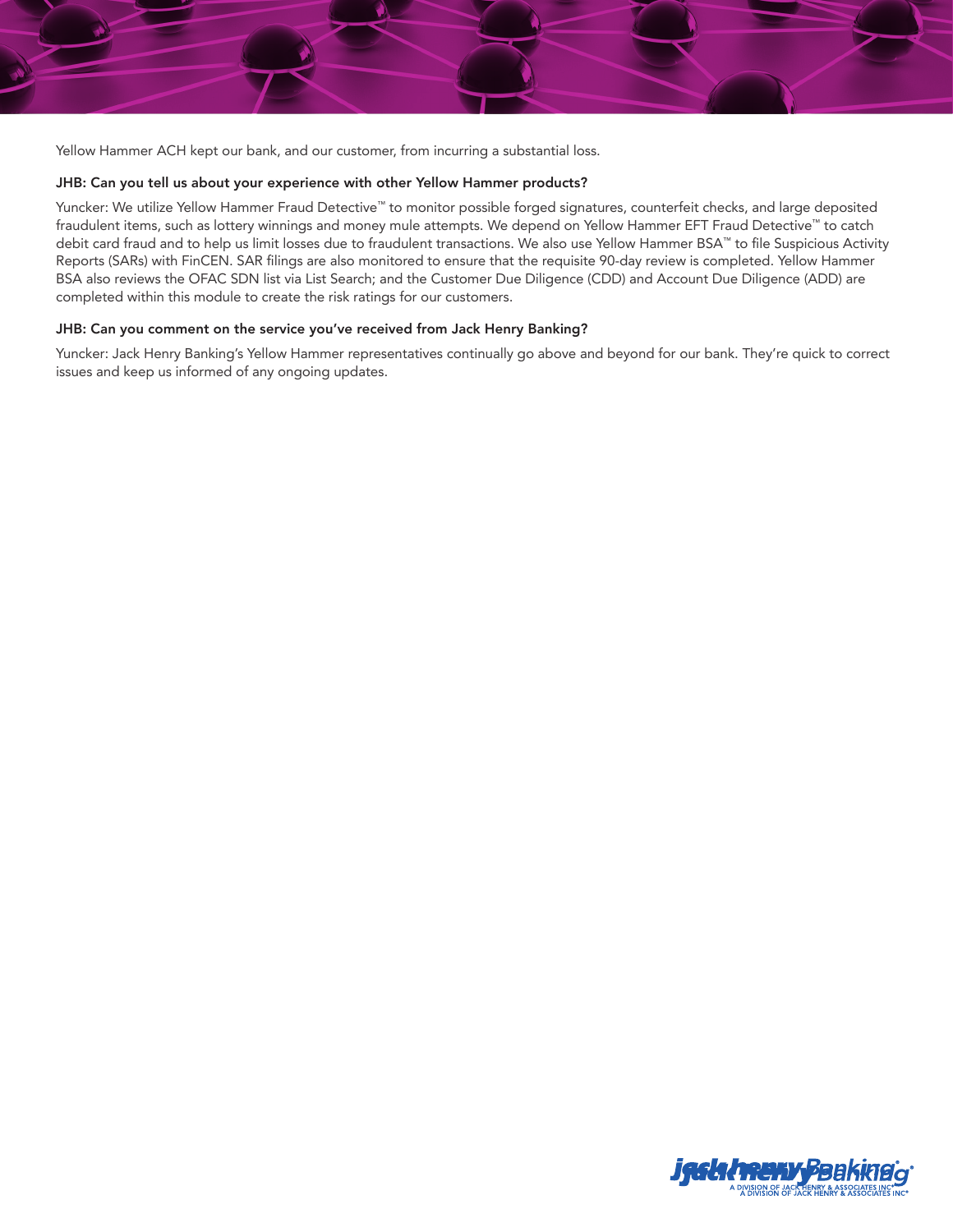Yellow Hammer ACH kept our bank, and our customer, from incurring a substantial loss.

**JHB: Can you tell us about your experience with other Yellow Hammer products?**

Yuncker: We utilize Yellow Hammer Fraud Detective™ to monitor possible forged signatures, counterfeit checks, and large deposited fraudulent items, such as lottery winnings and money mule attempts. We depend on Yellow Hammer EFT Fraud Detective™ to catch debit card fraud and to help us limit losses due to fraudulent transactions. We also use Yellow Hammer BSA™ to file Suspicious Activity Reports (SARs) with FinCEN. SAR filings are also monitored to ensure that the requisite 90-day review is completed. Yellow Hammer BSA also reviews the OFAC SDN list via List Search; and the Customer Due Diligence (CDD) and Account Due Diligence (ADD) are completed within this module to create the risk ratings for our customers.

**JHB: Can you comment on the service you've received from Jack Henry Banking?**

Yuncker: Jack Henry Banking's Yellow Hammer representatives continually go above and beyond for our bank. They're quick to correct issues and keep us informed of any ongoing updates.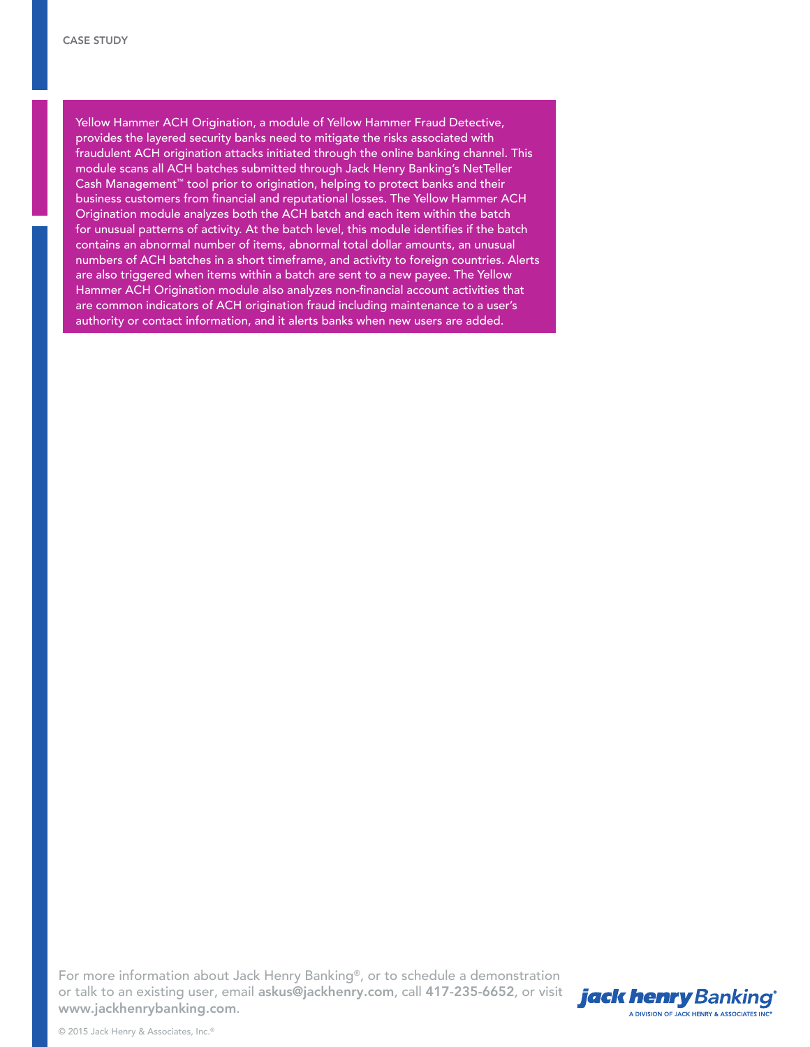Yellow Hammer ACH Origination, a module of Yellow Hammer Fraud Detective, provides the layered security banks need to mitigate the risks associated with fraudulent ACH origination attacks initiated through the online banking channel. This module scans all ACH batches submitted through Jack Henry Banking's NetTeller Cash Management™ tool prior to origination, helping to protect banks and their business customers from financial and reputational losses. The Yellow Hammer ACH Origination module analyzes both the ACH batch and each item within the batch for unusual patterns of activity. At the batch level, this module identifies if the batch contains an abnormal number of items, abnormal total dollar amounts, an unusual numbers of ACH batches in a short timeframe, and activity to foreign countries. Alerts are also triggered when items within a batch are sent to a new payee. The Yellow Hammer ACH Origination module also analyzes non-financial account activities that are common indicators of ACH origination fraud including maintenance to a user's authority or contact information, and it alerts banks when new users are added.

For more information about Jack Henry Banking®, or to schedule a demonstration or talk to an existing user, email **askus@jackhenry.com**, call **417-235-6652**, or visit **www.jackhenrybanking.com**.

jack henry Banking®
A DIVISION OF JACK HENRY & ASSOCIATES INC®

© 2015 Jack Henry & Associates, Inc.®